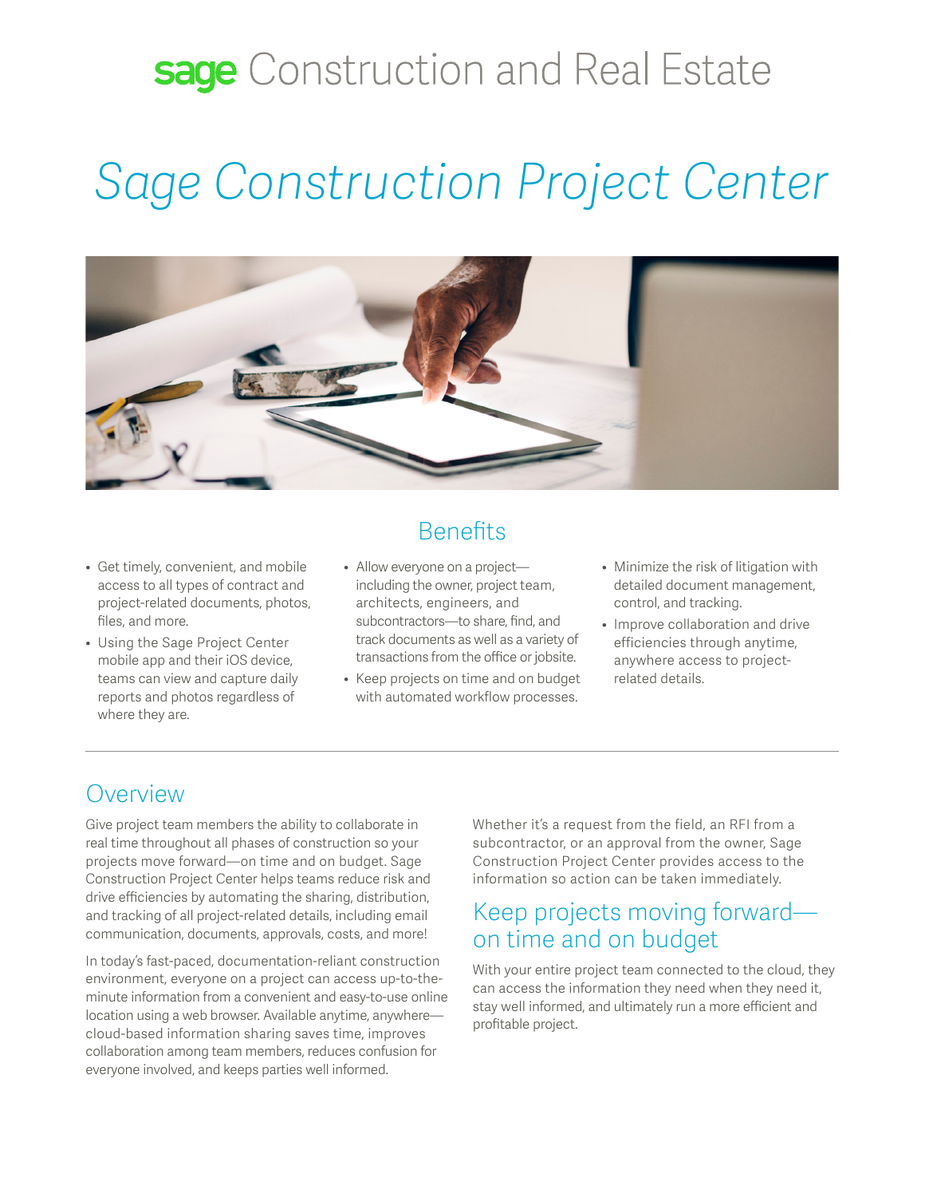**sage** Construction and Real Estate

# *Sage Construction Project Center*

## Benefits

- Get timely, convenient, and mobile access to all types of contract and project-related documents, photos, files, and more.
- Using the Sage Project Center mobile app and their iOS device, teams can view and capture daily reports and photos regardless of where they are.
- Allow everyone on a project—including the owner, project team, architects, engineers, and subcontractors—to share, find, and track documents as well as a variety of transactions from the office or jobsite.
- Keep projects on time and on budget with automated workflow processes.
- Minimize the risk of litigation with detailed document management, control, and tracking.
- Improve collaboration and drive efficiencies through anytime, anywhere access to project-related details.

## Overview

Give project team members the ability to collaborate in real time throughout all phases of construction so your projects move forward—on time and on budget. Sage Construction Project Center helps teams reduce risk and drive efficiencies by automating the sharing, distribution, and tracking of all project-related details, including email communication, documents, approvals, costs, and more!

In today's fast-paced, documentation-reliant construction environment, everyone on a project can access up-to-the-minute information from a convenient and easy-to-use online location using a web browser. Available anytime, anywhere—cloud-based information sharing saves time, improves collaboration among team members, reduces confusion for everyone involved, and keeps parties well informed.

Whether it's a request from the field, an RFI from a subcontractor, or an approval from the owner, Sage Construction Project Center provides access to the information so action can be taken immediately.

## Keep projects moving forward—on time and on budget

With your entire project team connected to the cloud, they can access the information they need when they need it, stay well informed, and ultimately run a more efficient and profitable project.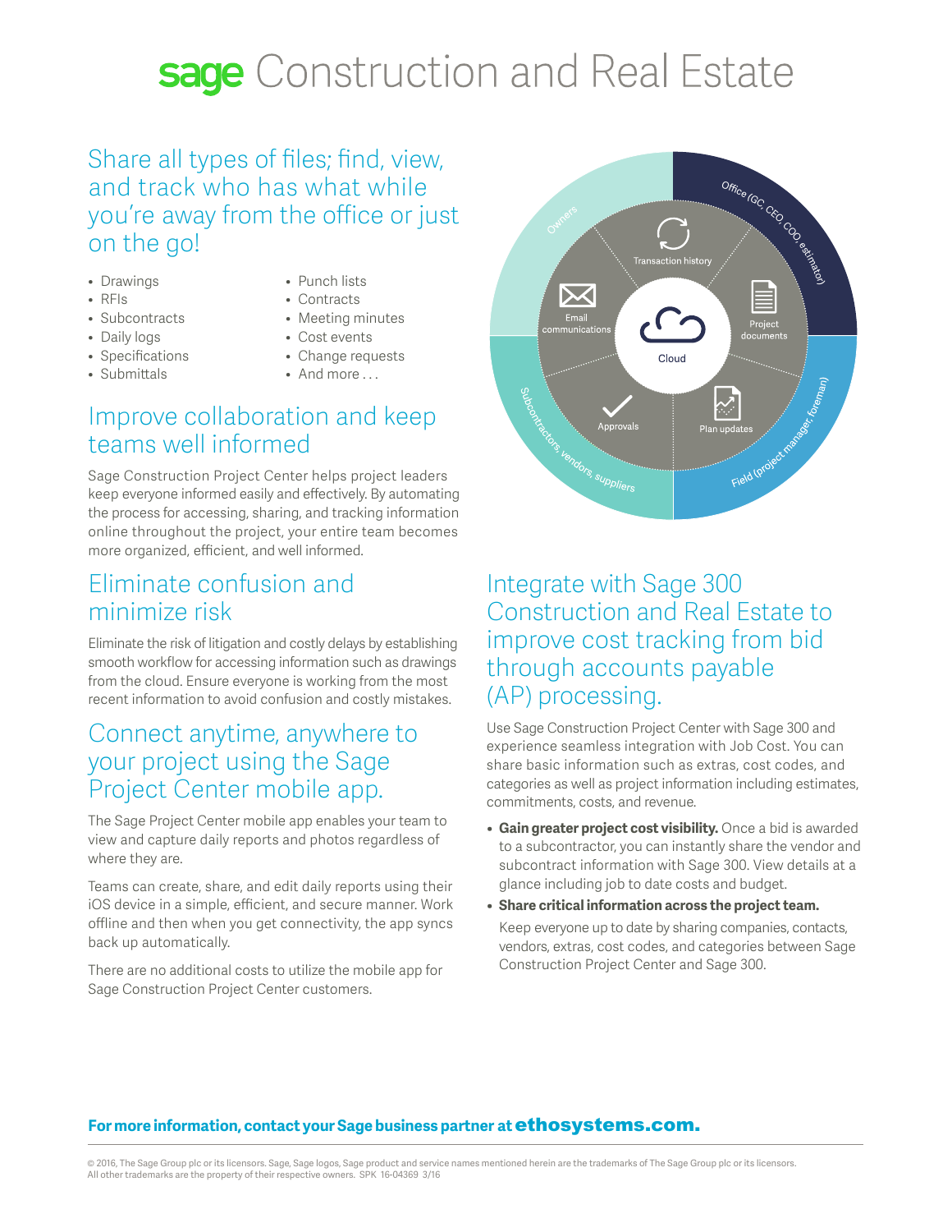sage Construction and Real Estate

## Share all types of files; find, view, and track who has what while you're away from the office or just on the go!

- Drawings
- RFIs
- Subcontracts
- Daily logs
- Specifications
- Submittals
- Punch lists
- Contracts
- Meeting minutes
- Cost events
- Change requests
- And more . . .

Owners
Office (GC, CEO, COO, estimator)
Field (project manager, foreman)
Subcontractors, vendors, suppliers
Transaction history
Email communications
Project documents
Cloud
Approvals
Plan updates

## Improve collaboration and keep teams well informed

Sage Construction Project Center helps project leaders keep everyone informed easily and effectively. By automating the process for accessing, sharing, and tracking information online throughout the project, your entire team becomes more organized, efficient, and well informed.

## Eliminate confusion and minimize risk

Eliminate the risk of litigation and costly delays by establishing smooth workflow for accessing information such as drawings from the cloud. Ensure everyone is working from the most recent information to avoid confusion and costly mistakes.

## Connect anytime, anywhere to your project using the Sage Project Center mobile app.

The Sage Project Center mobile app enables your team to view and capture daily reports and photos regardless of where they are.

Teams can create, share, and edit daily reports using their iOS device in a simple, efficient, and secure manner. Work offline and then when you get connectivity, the app syncs back up automatically.

There are no additional costs to utilize the mobile app for Sage Construction Project Center customers.

## Integrate with Sage 300 Construction and Real Estate to improve cost tracking from bid through accounts payable (AP) processing.

Use Sage Construction Project Center with Sage 300 and experience seamless integration with Job Cost. You can share basic information such as extras, cost codes, and categories as well as project information including estimates, commitments, costs, and revenue.

- **Gain greater project cost visibility.** Once a bid is awarded to a subcontractor, you can instantly share the vendor and subcontract information with Sage 300. View details at a glance including job to date costs and budget.
- **Share critical information across the project team.** Keep everyone up to date by sharing companies, contacts, vendors, extras, cost codes, and categories between Sage Construction Project Center and Sage 300.

**For more information, contact your Sage business partner at ethosystems.com.**

© 2016, The Sage Group plc or its licensors. Sage, Sage logos, Sage product and service names mentioned herein are the trademarks of The Sage Group plc or its licensors. All other trademarks are the property of their respective owners. SPK 16-04369 3/16